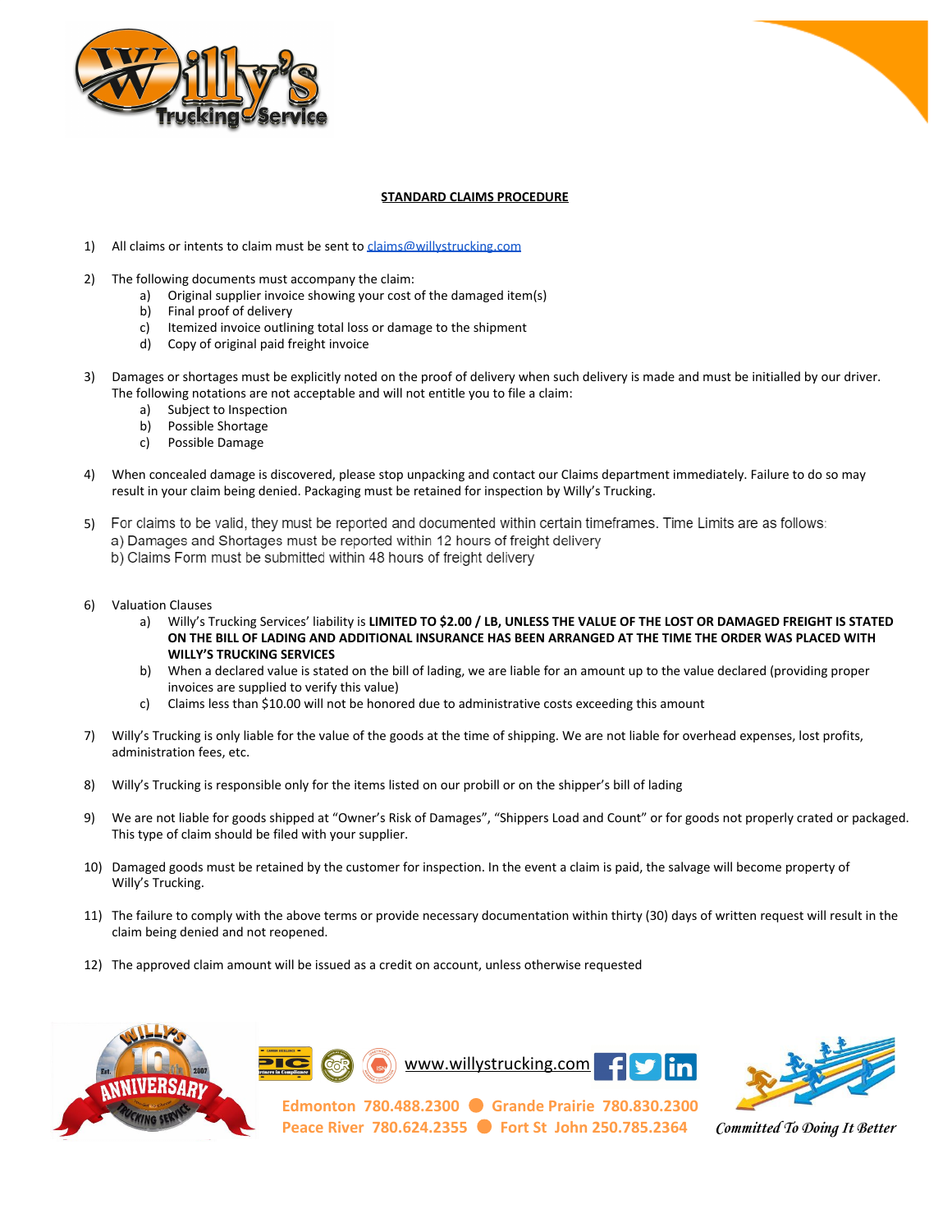## STANDARD CLAIMS PROCEDURE

1) All claims or intents to claim must be sent to claims@willystrucking.com

2) The following documents must accompany the claim:
   a) Original supplier invoice showing your cost of the damaged item(s)
   b) Final proof of delivery
   c) Itemized invoice outlining total loss or damage to the shipment
   d) Copy of original paid freight invoice

3) Damages or shortages must be explicitly noted on the proof of delivery when such delivery is made and must be initialled by our driver. The following notations are not acceptable and will not entitle you to file a claim:
   a) Subject to Inspection
   b) Possible Shortage
   c) Possible Damage

4) When concealed damage is discovered, please stop unpacking and contact our Claims department immediately. Failure to do so may result in your claim being denied. Packaging must be retained for inspection by Willy's Trucking.

5) For claims to be valid, they must be reported and documented within certain timeframes. Time Limits are as follows:
   a) Damages and Shortages must be reported within 12 hours of freight delivery
   b) Claims Form must be submitted within 48 hours of freight delivery

6) Valuation Clauses
   a) Willy's Trucking Services' liability is **LIMITED TO $2.00 / LB, UNLESS THE VALUE OF THE LOST OR DAMAGED FREIGHT IS STATED ON THE BILL OF LADING AND ADDITIONAL INSURANCE HAS BEEN ARRANGED AT THE TIME THE ORDER WAS PLACED WITH WILLY'S TRUCKING SERVICES**
   b) When a declared value is stated on the bill of lading, we are liable for an amount up to the value declared (providing proper invoices are supplied to verify this value)
   c) Claims less than $10.00 will not be honored due to administrative costs exceeding this amount

7) Willy's Trucking is only liable for the value of the goods at the time of shipping. We are not liable for overhead expenses, lost profits, administration fees, etc.

8) Willy's Trucking is responsible only for the items listed on our probill or on the shipper's bill of lading

9) We are not liable for goods shipped at "Owner's Risk of Damages", "Shippers Load and Count" or for goods not properly crated or packaged. This type of claim should be filed with your supplier.

10) Damaged goods must be retained by the customer for inspection. In the event a claim is paid, the salvage will become property of Willy's Trucking.

11) The failure to comply with the above terms or provide necessary documentation within thirty (30) days of written request will result in the claim being denied and not reopened.

12) The approved claim amount will be issued as a credit on account, unless otherwise requested

www.willystrucking.com

Edmonton 780.488.2300 ● Grande Prairie 780.830.2300
Peace River 780.624.2355 ● Fort St John 250.785.2364

*Committed To Doing It Better*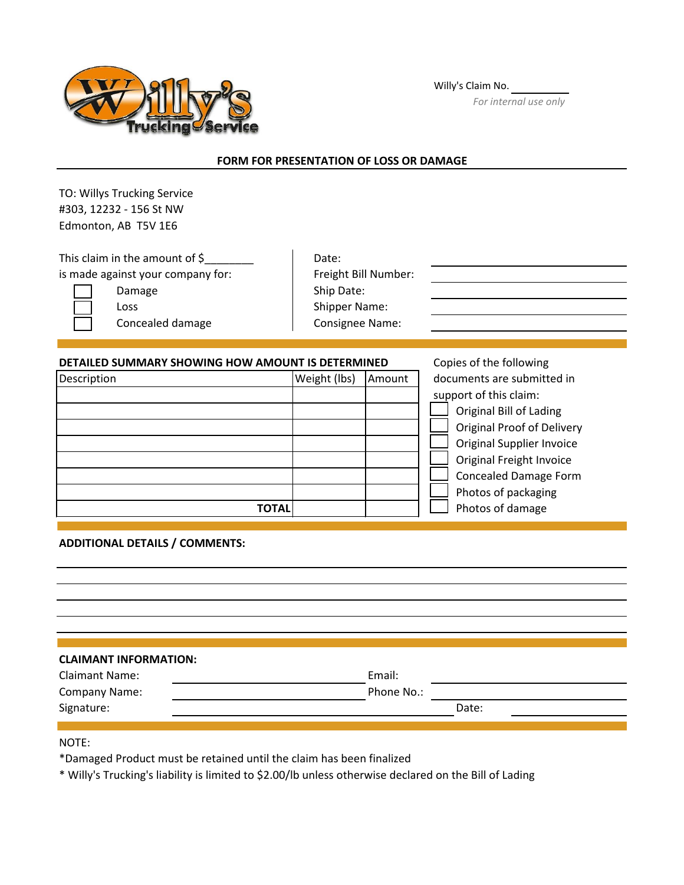Willy's Claim No. ________

*For internal use only*

**FORM FOR PRESENTATION OF LOSS OR DAMAGE**

TO: Willys Trucking Service
#303, 12232 - 156 St NW
Edmonton, AB  T5V 1E6

This claim in the amount of $________
is made against your company for:

- [ ] Damage
- [ ] Loss
- [ ] Concealed damage

Date: ________

Freight Bill Number: ________

Ship Date: ________

Shipper Name: ________

Consignee Name: ________

**DETAILED SUMMARY SHOWING HOW AMOUNT IS DETERMINED**

| Description | Weight (lbs) | Amount |
|---|---|---|
| | | |
| | | |
| | | |
| | | |
| | | |
| | | |
| | | |
| **TOTAL** | | |

Copies of the following documents are submitted in support of this claim:

- [ ] Original Bill of Lading
- [ ] Original Proof of Delivery
- [ ] Original Supplier Invoice
- [ ] Original Freight Invoice
- [ ] Concealed Damage Form
- [ ] Photos of packaging
- [ ] Photos of damage

**ADDITIONAL DETAILS / COMMENTS:**

________

________

________

________

**CLAIMANT INFORMATION:**

Claimant Name: ________  Email: ________

Company Name: ________  Phone No.: ________

Signature: ________  Date: ________

NOTE:

*Damaged Product must be retained until the claim has been finalized

* Willy's Trucking's liability is limited to $2.00/lb unless otherwise declared on the Bill of Lading